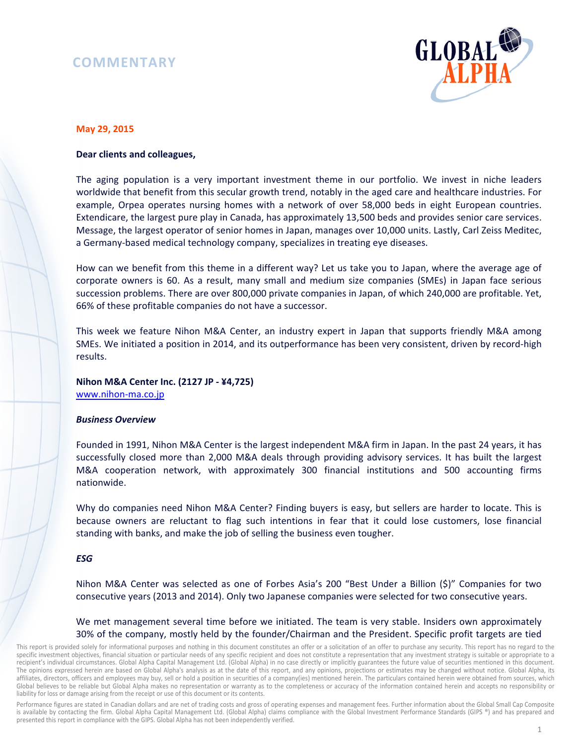# COMMENTARY

**May 29, 2015**

**Dear clients and colleagues,**

The aging population is a very important investment theme in our portfolio. We invest in niche leaders worldwide that benefit from this secular growth trend, notably in the aged care and healthcare industries. For example, Orpea operates nursing homes with a network of over 58,000 beds in eight European countries. Extendicare, the largest pure play in Canada, has approximately 13,500 beds and provides senior care services. Message, the largest operator of senior homes in Japan, manages over 10,000 units. Lastly, Carl Zeiss Meditec, a Germany-based medical technology company, specializes in treating eye diseases.

How can we benefit from this theme in a different way? Let us take you to Japan, where the average age of corporate owners is 60. As a result, many small and medium size companies (SMEs) in Japan face serious succession problems. There are over 800,000 private companies in Japan, of which 240,000 are profitable. Yet, 66% of these profitable companies do not have a successor.

This week we feature Nihon M&A Center, an industry expert in Japan that supports friendly M&A among SMEs. We initiated a position in 2014, and its outperformance has been very consistent, driven by record-high results.

**Nihon M&A Center Inc. (2127 JP - ¥4,725)**
[www.nihon-ma.co.jp](www.nihon-ma.co.jp)

***Business Overview***

Founded in 1991, Nihon M&A Center is the largest independent M&A firm in Japan. In the past 24 years, it has successfully closed more than 2,000 M&A deals through providing advisory services. It has built the largest M&A cooperation network, with approximately 300 financial institutions and 500 accounting firms nationwide.

Why do companies need Nihon M&A Center? Finding buyers is easy, but sellers are harder to locate. This is because owners are reluctant to flag such intentions in fear that it could lose customers, lose financial standing with banks, and make the job of selling the business even tougher.

***ESG***

Nihon M&A Center was selected as one of Forbes Asia's 200 "Best Under a Billion ($)" Companies for two consecutive years (2013 and 2014). Only two Japanese companies were selected for two consecutive years.

We met management several time before we initiated. The team is very stable. Insiders own approximately 30% of the company, mostly held by the founder/Chairman and the President. Specific profit targets are tied

This report is provided solely for informational purposes and nothing in this document constitutes an offer or a solicitation of an offer to purchase any security. This report has no regard to the specific investment objectives, financial situation or particular needs of any specific recipient and does not constitute a representation that any investment strategy is suitable or appropriate to a recipient's individual circumstances. Global Alpha Capital Management Ltd. (Global Alpha) in no case directly or implicitly guarantees the future value of securities mentioned in this document. The opinions expressed herein are based on Global Alpha's analysis as at the date of this report, and any opinions, projections or estimates may be changed without notice. Global Alpha, its affiliates, directors, officers and employees may buy, sell or hold a position in securities of a company(ies) mentioned herein. The particulars contained herein were obtained from sources, which Global believes to be reliable but Global Alpha makes no representation or warranty as to the completeness or accuracy of the information contained herein and accepts no responsibility or liability for loss or damage arising from the receipt or use of this document or its contents.

Performance figures are stated in Canadian dollars and are net of trading costs and gross of operating expenses and management fees. Further information about the Global Small Cap Composite is available by contacting the firm. Global Alpha Capital Management Ltd. (Global Alpha) claims compliance with the Global Investment Performance Standards (GIPS ®) and has prepared and presented this report in compliance with the GIPS. Global Alpha has not been independently verified.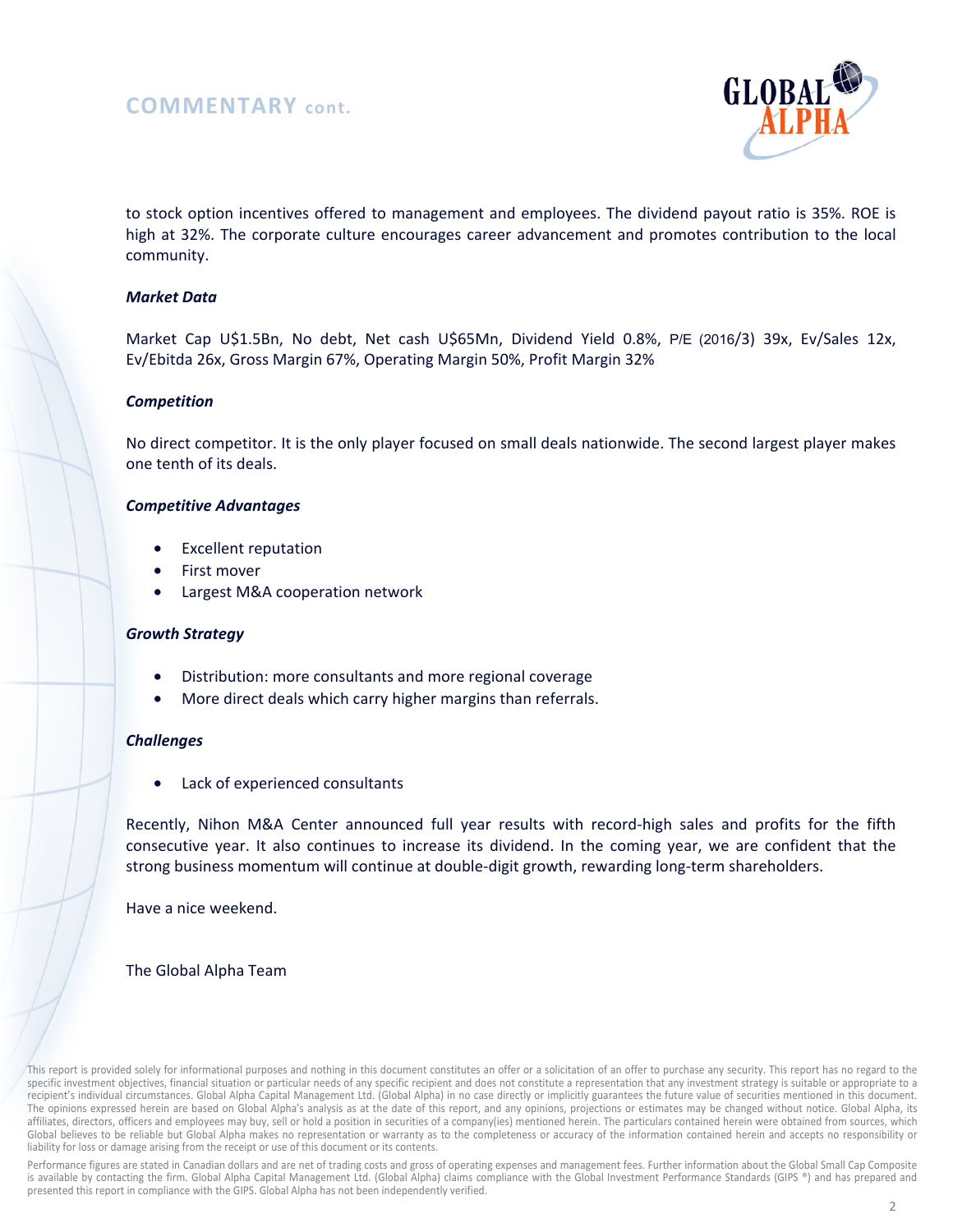## COMMENTARY cont.

to stock option incentives offered to management and employees. The dividend payout ratio is 35%. ROE is high at 32%. The corporate culture encourages career advancement and promotes contribution to the local community.

***Market Data***

Market Cap U$1.5Bn, No debt, Net cash U$65Mn, Dividend Yield 0.8%, P/E (2016/3) 39x, Ev/Sales 12x, Ev/Ebitda 26x, Gross Margin 67%, Operating Margin 50%, Profit Margin 32%

***Competition***

No direct competitor. It is the only player focused on small deals nationwide. The second largest player makes one tenth of its deals.

***Competitive Advantages***

- Excellent reputation
- First mover
- Largest M&A cooperation network

***Growth Strategy***

- Distribution: more consultants and more regional coverage
- More direct deals which carry higher margins than referrals.

***Challenges***

- Lack of experienced consultants

Recently, Nihon M&A Center announced full year results with record-high sales and profits for the fifth consecutive year. It also continues to increase its dividend. In the coming year, we are confident that the strong business momentum will continue at double-digit growth, rewarding long-term shareholders.

Have a nice weekend.

The Global Alpha Team

This report is provided solely for informational purposes and nothing in this document constitutes an offer or a solicitation of an offer to purchase any security. This report has no regard to the specific investment objectives, financial situation or particular needs of any specific recipient and does not constitute a representation that any investment strategy is suitable or appropriate to a recipient's individual circumstances. Global Alpha Capital Management Ltd. (Global Alpha) in no case directly or implicitly guarantees the future value of securities mentioned in this document. The opinions expressed herein are based on Global Alpha's analysis as at the date of this report, and any opinions, projections or estimates may be changed without notice. Global Alpha, its affiliates, directors, officers and employees may buy, sell or hold a position in securities of a company(ies) mentioned herein. The particulars contained herein were obtained from sources, which Global believes to be reliable but Global Alpha makes no representation or warranty as to the completeness or accuracy of the information contained herein and accepts no responsibility or liability for loss or damage arising from the receipt or use of this document or its contents.

Performance figures are stated in Canadian dollars and are net of trading costs and gross of operating expenses and management fees. Further information about the Global Small Cap Composite is available by contacting the firm. Global Alpha Capital Management Ltd. (Global Alpha) claims compliance with the Global Investment Performance Standards (GIPS ®) and has prepared and presented this report in compliance with the GIPS. Global Alpha has not been independently verified.